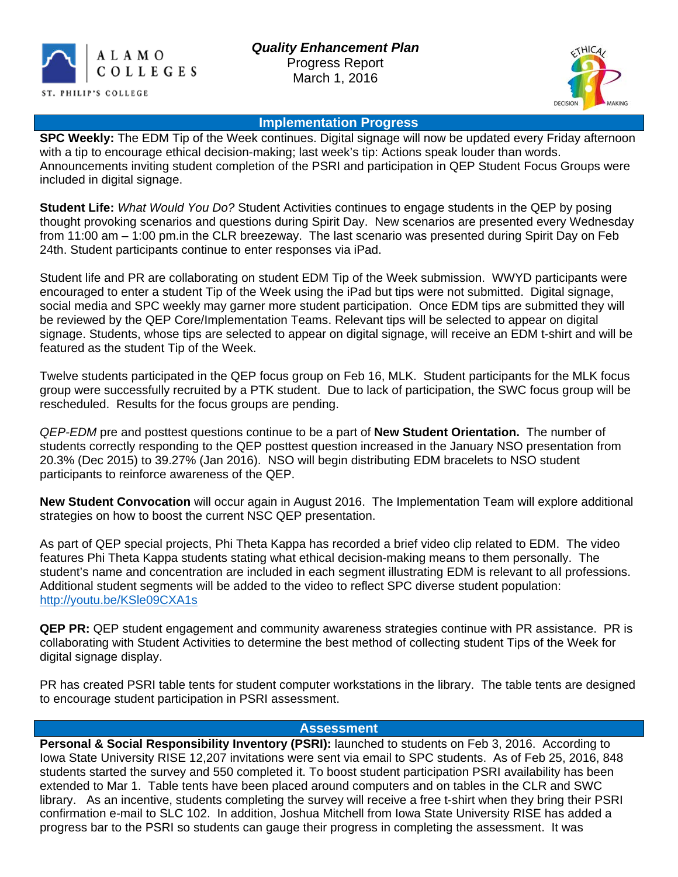ALAMO COLLEGES
ST. PHILIP'S COLLEGE

***Quality Enhancement Plan***
Progress Report
March 1, 2016

## Implementation Progress

**SPC Weekly:** The EDM Tip of the Week continues. Digital signage will now be updated every Friday afternoon with a tip to encourage ethical decision-making; last week's tip: Actions speak louder than words. Announcements inviting student completion of the PSRI and participation in QEP Student Focus Groups were included in digital signage.

**Student Life:** *What Would You Do?* Student Activities continues to engage students in the QEP by posing thought provoking scenarios and questions during Spirit Day. New scenarios are presented every Wednesday from 11:00 am – 1:00 pm.in the CLR breezeway. The last scenario was presented during Spirit Day on Feb 24th. Student participants continue to enter responses via iPad.

Student life and PR are collaborating on student EDM Tip of the Week submission. WWYD participants were encouraged to enter a student Tip of the Week using the iPad but tips were not submitted. Digital signage, social media and SPC weekly may garner more student participation. Once EDM tips are submitted they will be reviewed by the QEP Core/Implementation Teams. Relevant tips will be selected to appear on digital signage. Students, whose tips are selected to appear on digital signage, will receive an EDM t-shirt and will be featured as the student Tip of the Week.

Twelve students participated in the QEP focus group on Feb 16, MLK. Student participants for the MLK focus group were successfully recruited by a PTK student. Due to lack of participation, the SWC focus group will be rescheduled. Results for the focus groups are pending.

*QEP-EDM* pre and posttest questions continue to be a part of **New Student Orientation.** The number of students correctly responding to the QEP posttest question increased in the January NSO presentation from 20.3% (Dec 2015) to 39.27% (Jan 2016). NSO will begin distributing EDM bracelets to NSO student participants to reinforce awareness of the QEP.

**New Student Convocation** will occur again in August 2016. The Implementation Team will explore additional strategies on how to boost the current NSC QEP presentation.

As part of QEP special projects, Phi Theta Kappa has recorded a brief video clip related to EDM. The video features Phi Theta Kappa students stating what ethical decision-making means to them personally. The student's name and concentration are included in each segment illustrating EDM is relevant to all professions. Additional student segments will be added to the video to reflect SPC diverse student population: http://youtu.be/KSle09CXA1s

**QEP PR:** QEP student engagement and community awareness strategies continue with PR assistance. PR is collaborating with Student Activities to determine the best method of collecting student Tips of the Week for digital signage display.

PR has created PSRI table tents for student computer workstations in the library. The table tents are designed to encourage student participation in PSRI assessment.

## Assessment

**Personal & Social Responsibility Inventory (PSRI):** launched to students on Feb 3, 2016. According to Iowa State University RISE 12,207 invitations were sent via email to SPC students. As of Feb 25, 2016, 848 students started the survey and 550 completed it. To boost student participation PSRI availability has been extended to Mar 1. Table tents have been placed around computers and on tables in the CLR and SWC library. As an incentive, students completing the survey will receive a free t-shirt when they bring their PSRI confirmation e-mail to SLC 102. In addition, Joshua Mitchell from Iowa State University RISE has added a progress bar to the PSRI so students can gauge their progress in completing the assessment. It was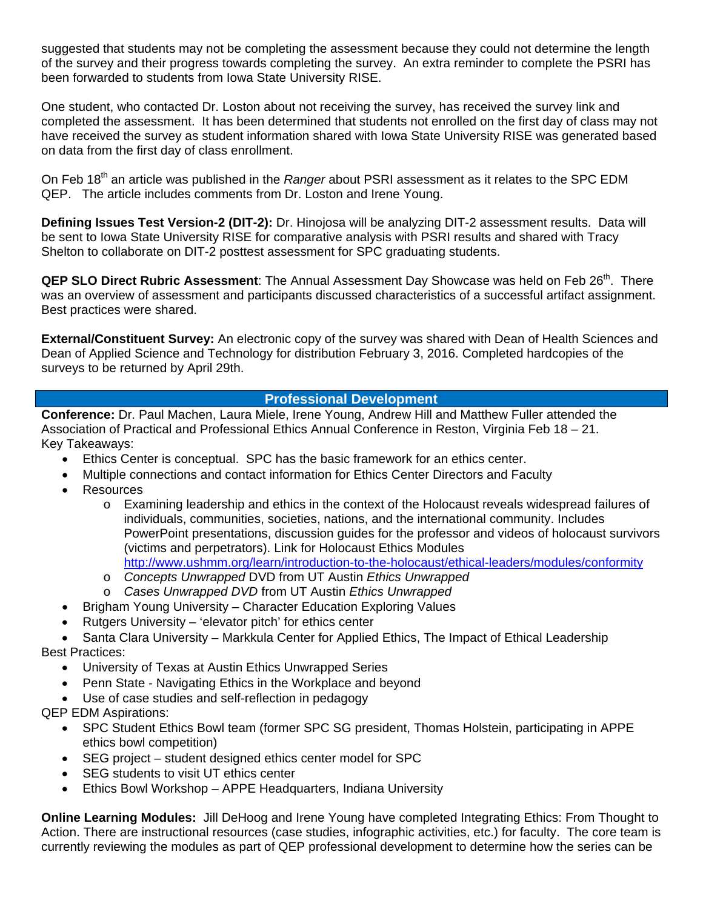suggested that students may not be completing the assessment because they could not determine the length of the survey and their progress towards completing the survey. An extra reminder to complete the PSRI has been forwarded to students from Iowa State University RISE.

One student, who contacted Dr. Loston about not receiving the survey, has received the survey link and completed the assessment. It has been determined that students not enrolled on the first day of class may not have received the survey as student information shared with Iowa State University RISE was generated based on data from the first day of class enrollment.

On Feb 18th an article was published in the *Ranger* about PSRI assessment as it relates to the SPC EDM QEP. The article includes comments from Dr. Loston and Irene Young.

**Defining Issues Test Version-2 (DIT-2):** Dr. Hinojosa will be analyzing DIT-2 assessment results. Data will be sent to Iowa State University RISE for comparative analysis with PSRI results and shared with Tracy Shelton to collaborate on DIT-2 posttest assessment for SPC graduating students.

**QEP SLO Direct Rubric Assessment**: The Annual Assessment Day Showcase was held on Feb 26th. There was an overview of assessment and participants discussed characteristics of a successful artifact assignment. Best practices were shared.

**External/Constituent Survey:** An electronic copy of the survey was shared with Dean of Health Sciences and Dean of Applied Science and Technology for distribution February 3, 2016. Completed hardcopies of the surveys to be returned by April 29th.

## Professional Development

**Conference:** Dr. Paul Machen, Laura Miele, Irene Young, Andrew Hill and Matthew Fuller attended the Association of Practical and Professional Ethics Annual Conference in Reston, Virginia Feb 18 – 21.

Key Takeaways:

- Ethics Center is conceptual. SPC has the basic framework for an ethics center.
- Multiple connections and contact information for Ethics Center Directors and Faculty
- Resources
  - Examining leadership and ethics in the context of the Holocaust reveals widespread failures of individuals, communities, societies, nations, and the international community. Includes PowerPoint presentations, discussion guides for the professor and videos of holocaust survivors (victims and perpetrators). Link for Holocaust Ethics Modules http://www.ushmm.org/learn/introduction-to-the-holocaust/ethical-leaders/modules/conformity
  - *Concepts Unwrapped* DVD from UT Austin *Ethics Unwrapped*
  - *Cases Unwrapped DVD* from UT Austin *Ethics Unwrapped*
- Brigham Young University – Character Education Exploring Values
- Rutgers University – 'elevator pitch' for ethics center
- Santa Clara University – Markkula Center for Applied Ethics, The Impact of Ethical Leadership

Best Practices:

- University of Texas at Austin Ethics Unwrapped Series
- Penn State - Navigating Ethics in the Workplace and beyond
- Use of case studies and self-reflection in pedagogy

QEP EDM Aspirations:

- SPC Student Ethics Bowl team (former SPC SG president, Thomas Holstein, participating in APPE ethics bowl competition)
- SEG project – student designed ethics center model for SPC
- SEG students to visit UT ethics center
- Ethics Bowl Workshop – APPE Headquarters, Indiana University

**Online Learning Modules:** Jill DeHoog and Irene Young have completed Integrating Ethics: From Thought to Action. There are instructional resources (case studies, infographic activities, etc.) for faculty. The core team is currently reviewing the modules as part of QEP professional development to determine how the series can be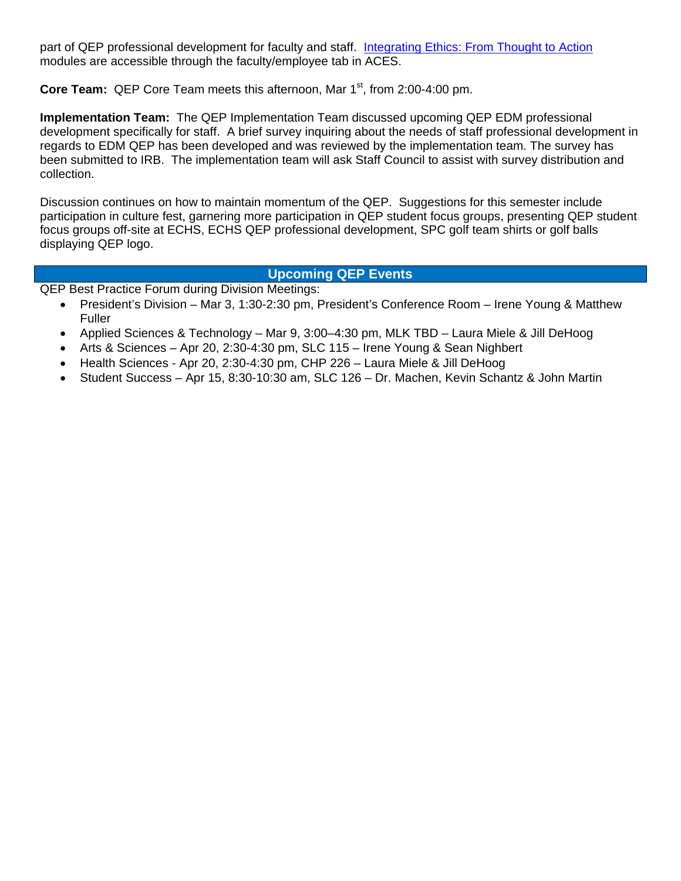part of QEP professional development for faculty and staff. [Integrating Ethics: From Thought to Action] modules are accessible through the faculty/employee tab in ACES.

**Core Team:** QEP Core Team meets this afternoon, Mar 1st, from 2:00-4:00 pm.

**Implementation Team:** The QEP Implementation Team discussed upcoming QEP EDM professional development specifically for staff. A brief survey inquiring about the needs of staff professional development in regards to EDM QEP has been developed and was reviewed by the implementation team. The survey has been submitted to IRB. The implementation team will ask Staff Council to assist with survey distribution and collection.

Discussion continues on how to maintain momentum of the QEP. Suggestions for this semester include participation in culture fest, garnering more participation in QEP student focus groups, presenting QEP student focus groups off-site at ECHS, ECHS QEP professional development, SPC golf team shirts or golf balls displaying QEP logo.

## Upcoming QEP Events

QEP Best Practice Forum during Division Meetings:

- President's Division – Mar 3, 1:30-2:30 pm, President's Conference Room – Irene Young & Matthew Fuller
- Applied Sciences & Technology – Mar 9, 3:00–4:30 pm, MLK TBD – Laura Miele & Jill DeHoog
- Arts & Sciences – Apr 20, 2:30-4:30 pm, SLC 115 – Irene Young & Sean Nighbert
- Health Sciences - Apr 20, 2:30-4:30 pm, CHP 226 – Laura Miele & Jill DeHoog
- Student Success – Apr 15, 8:30-10:30 am, SLC 126 – Dr. Machen, Kevin Schantz & John Martin